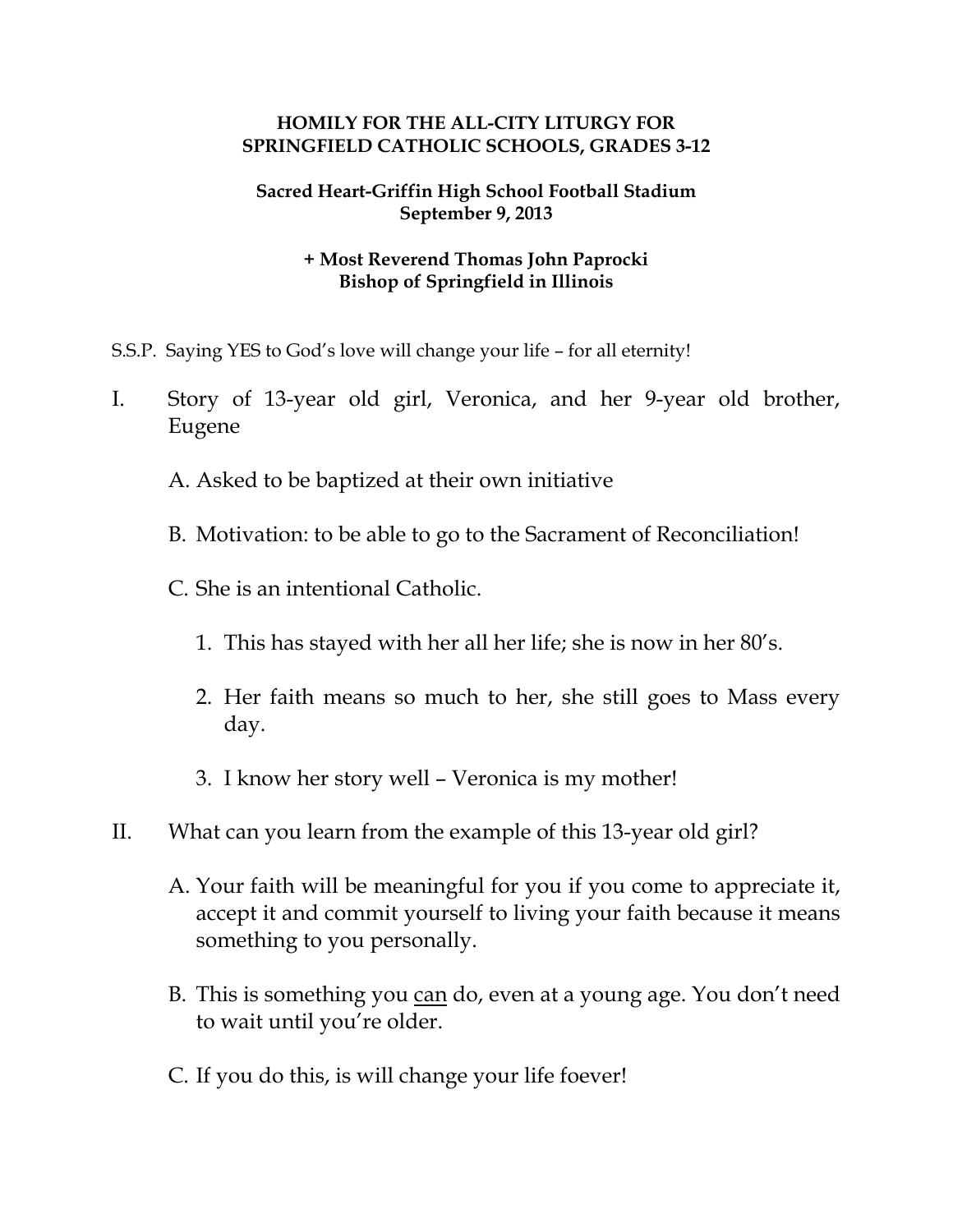**HOMILY FOR THE ALL-CITY LITURGY FOR SPRINGFIELD CATHOLIC SCHOOLS, GRADES 3-12**

**Sacred Heart-Griffin High School Football Stadium**
**September 9, 2013**

**+ Most Reverend Thomas John Paprocki**
**Bishop of Springfield in Illinois**

S.S.P. Saying YES to God's love will change your life – for all eternity!

I. Story of 13-year old girl, Veronica, and her 9-year old brother, Eugene

   A. Asked to be baptized at their own initiative

   B. Motivation: to be able to go to the Sacrament of Reconciliation!

   C. She is an intentional Catholic.

      1. This has stayed with her all her life; she is now in her 80's.

      2. Her faith means so much to her, she still goes to Mass every day.

      3. I know her story well – Veronica is my mother!

II. What can you learn from the example of this 13-year old girl?

   A. Your faith will be meaningful for you if you come to appreciate it, accept it and commit yourself to living your faith because it means something to you personally.

   B. This is something you <u>can</u> do, even at a young age. You don't need to wait until you're older.

   C. If you do this, is will change your life foever!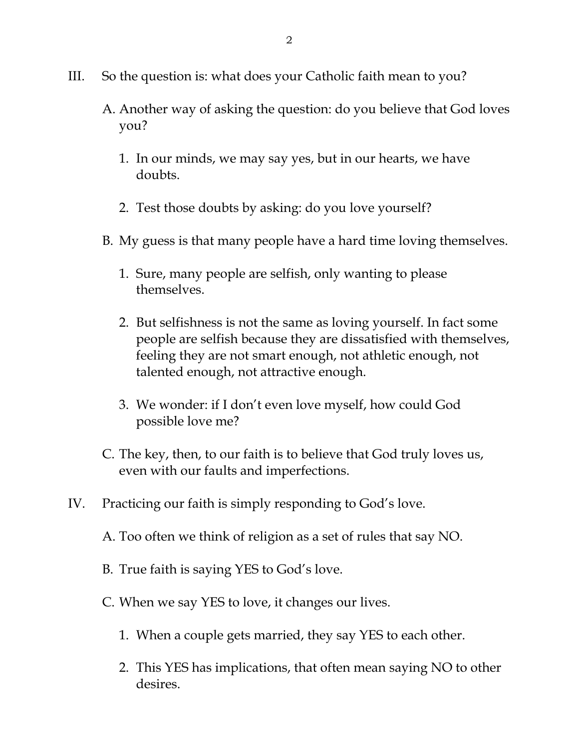III. So the question is: what does your Catholic faith mean to you?

   A. Another way of asking the question: do you believe that God loves you?

      1. In our minds, we may say yes, but in our hearts, we have doubts.

      2. Test those doubts by asking: do you love yourself?

   B. My guess is that many people have a hard time loving themselves.

      1. Sure, many people are selfish, only wanting to please themselves.

      2. But selfishness is not the same as loving yourself. In fact some people are selfish because they are dissatisfied with themselves, feeling they are not smart enough, not athletic enough, not talented enough, not attractive enough.

      3. We wonder: if I don't even love myself, how could God possible love me?

   C. The key, then, to our faith is to believe that God truly loves us, even with our faults and imperfections.

IV. Practicing our faith is simply responding to God's love.

   A. Too often we think of religion as a set of rules that say NO.

   B. True faith is saying YES to God's love.

   C. When we say YES to love, it changes our lives.

      1. When a couple gets married, they say YES to each other.

      2. This YES has implications, that often mean saying NO to other desires.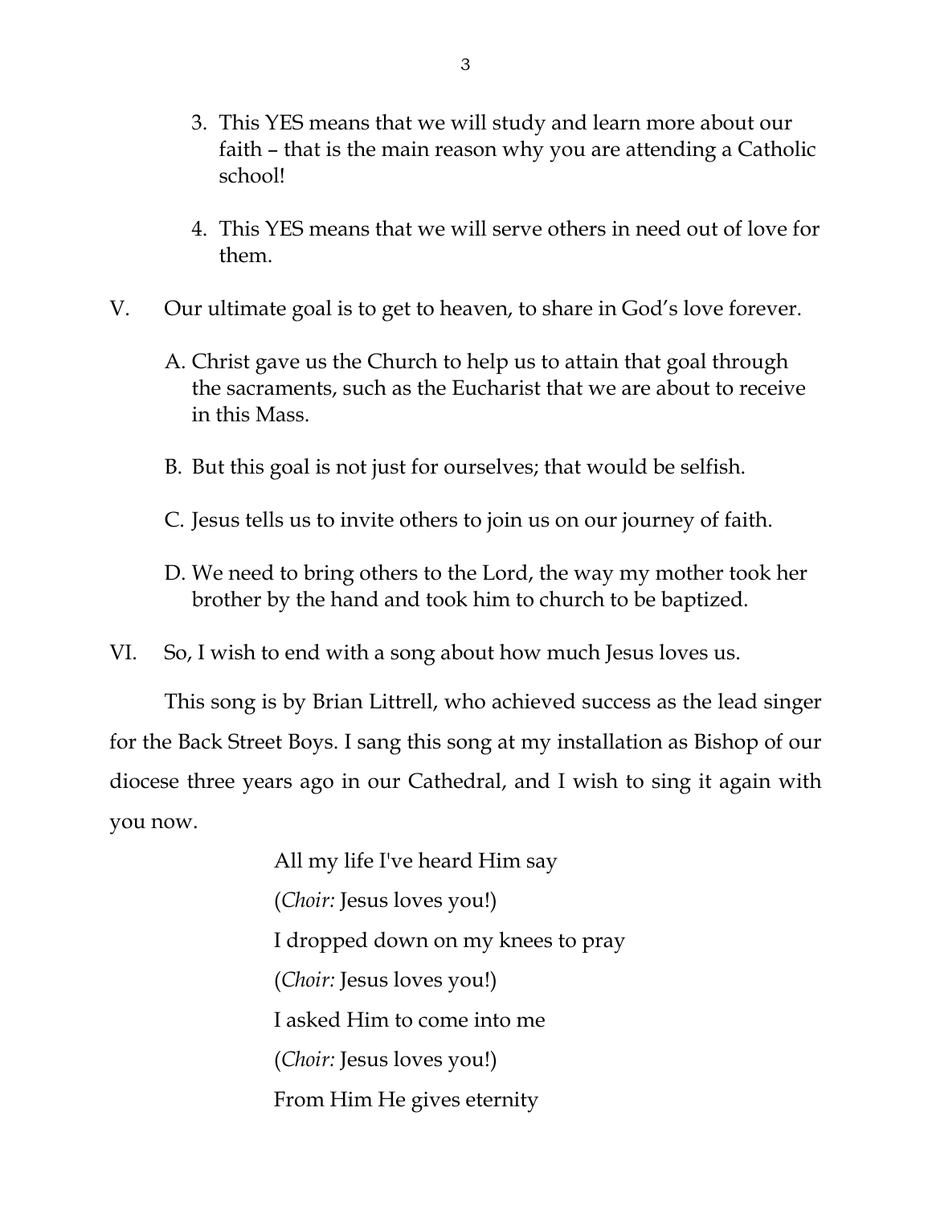3. This YES means that we will study and learn more about our faith – that is the main reason why you are attending a Catholic school!

4. This YES means that we will serve others in need out of love for them.

V. Our ultimate goal is to get to heaven, to share in God's love forever.

   A. Christ gave us the Church to help us to attain that goal through the sacraments, such as the Eucharist that we are about to receive in this Mass.

   B. But this goal is not just for ourselves; that would be selfish.

   C. Jesus tells us to invite others to join us on our journey of faith.

   D. We need to bring others to the Lord, the way my mother took her brother by the hand and took him to church to be baptized.

VI. So, I wish to end with a song about how much Jesus loves us.

This song is by Brian Littrell, who achieved success as the lead singer for the Back Street Boys. I sang this song at my installation as Bishop of our diocese three years ago in our Cathedral, and I wish to sing it again with you now.

> All my life I've heard Him say
>
> (*Choir:* Jesus loves you!)
>
> I dropped down on my knees to pray
>
> (*Choir:* Jesus loves you!)
>
> I asked Him to come into me
>
> (*Choir:* Jesus loves you!)
>
> From Him He gives eternity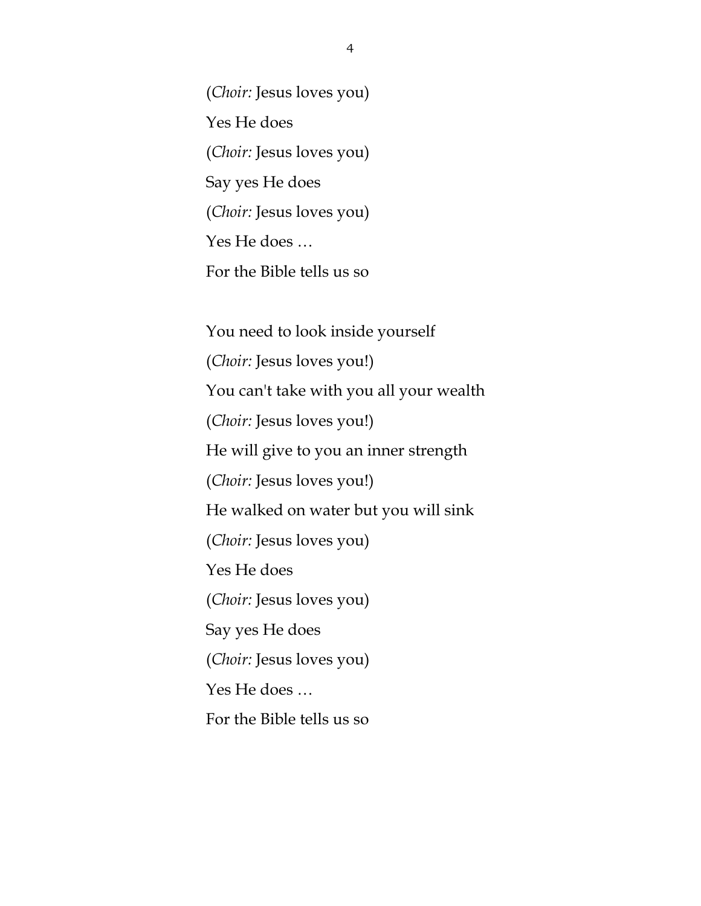(*Choir:* Jesus loves you)

Yes He does

(*Choir:* Jesus loves you)

Say yes He does

(*Choir:* Jesus loves you)

Yes He does …

For the Bible tells us so

You need to look inside yourself

(*Choir:* Jesus loves you!)

You can't take with you all your wealth

(*Choir:* Jesus loves you!)

He will give to you an inner strength

(*Choir:* Jesus loves you!)

He walked on water but you will sink

(*Choir:* Jesus loves you)

Yes He does

(*Choir:* Jesus loves you)

Say yes He does

(*Choir:* Jesus loves you)

Yes He does …

For the Bible tells us so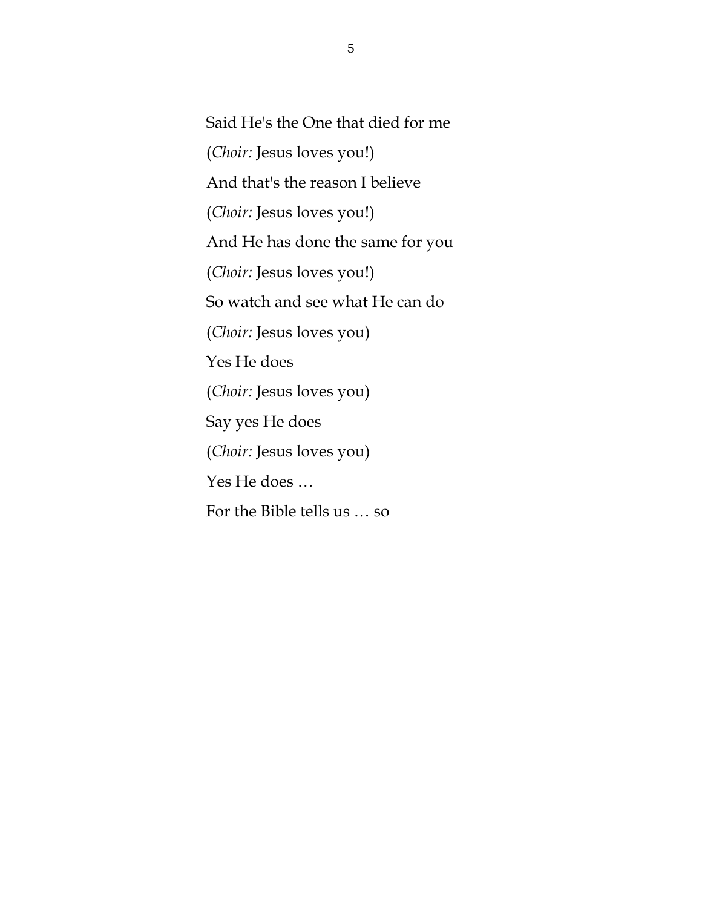Said He's the One that died for me

(*Choir:* Jesus loves you!)

And that's the reason I believe

(*Choir:* Jesus loves you!)

And He has done the same for you

(*Choir:* Jesus loves you!)

So watch and see what He can do

(*Choir:* Jesus loves you)

Yes He does

(*Choir:* Jesus loves you)

Say yes He does

(*Choir:* Jesus loves you)

Yes He does …

For the Bible tells us … so